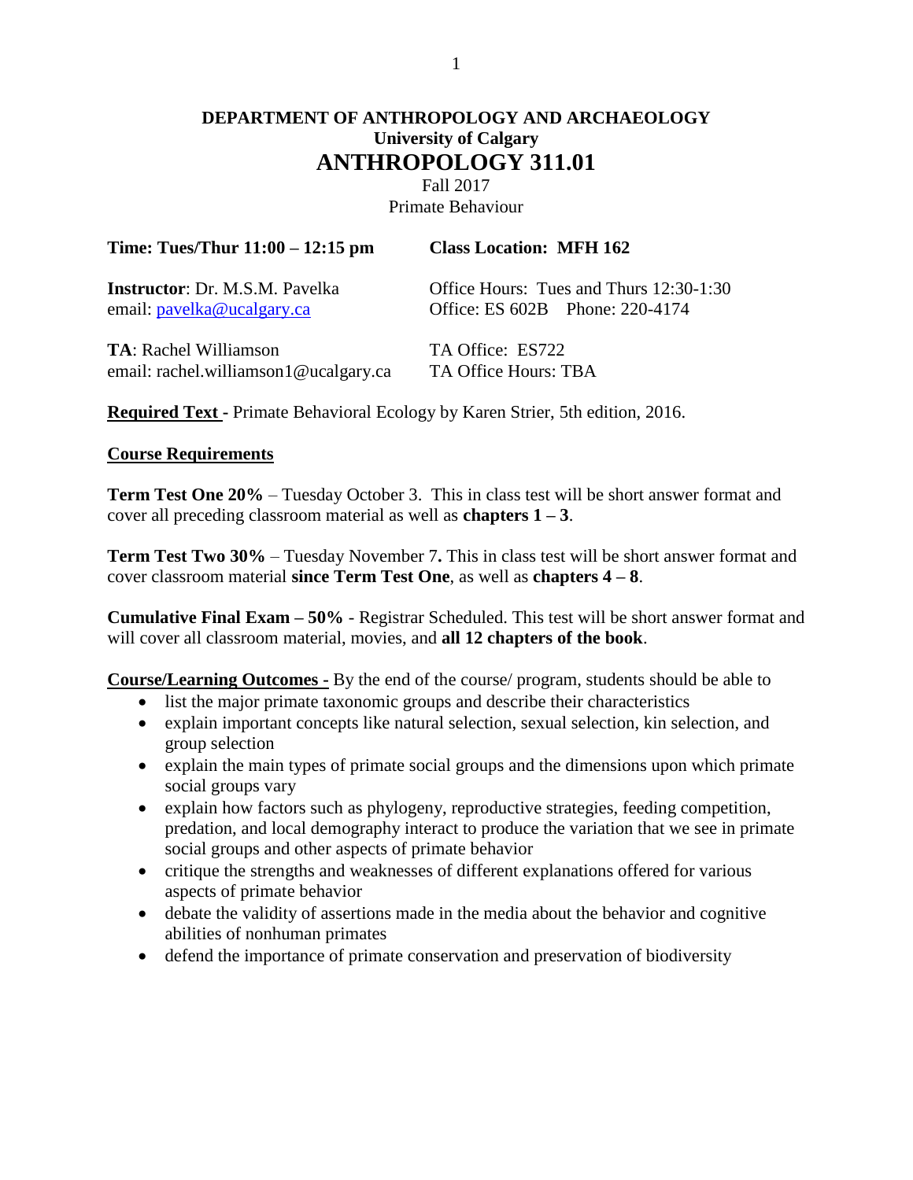# DEPARTMENT OF ANTHROPOLOGY AND ARCHAEOLOGY
## University of Calgary
# ANTHROPOLOGY 311.01

Fall 2017

Primate Behaviour

**Time: Tues/Thur 11:00 – 12:15 pm** | **Class Location: MFH 162**

**Instructor**: Dr. M.S.M. Pavelka
email: pavelka@ucalgary.ca

Office Hours: Tues and Thurs 12:30-1:30
Office: ES 602B Phone: 220-4174

**TA**: Rachel Williamson
email: rachel.williamson1@ucalgary.ca

TA Office: ES722
TA Office Hours: TBA

**Required Text -** Primate Behavioral Ecology by Karen Strier, 5th edition, 2016.

**Course Requirements**

**Term Test One 20%** – Tuesday October 3. This in class test will be short answer format and cover all preceding classroom material as well as **chapters 1 – 3**.

**Term Test Two 30%** – Tuesday November 7**.** This in class test will be short answer format and cover classroom material **since Term Test One**, as well as **chapters 4 – 8**.

**Cumulative Final Exam – 50%** - Registrar Scheduled. This test will be short answer format and will cover all classroom material, movies, and **all 12 chapters of the book**.

**Course/Learning Outcomes -** By the end of the course/ program, students should be able to

- list the major primate taxonomic groups and describe their characteristics
- explain important concepts like natural selection, sexual selection, kin selection, and group selection
- explain the main types of primate social groups and the dimensions upon which primate social groups vary
- explain how factors such as phylogeny, reproductive strategies, feeding competition, predation, and local demography interact to produce the variation that we see in primate social groups and other aspects of primate behavior
- critique the strengths and weaknesses of different explanations offered for various aspects of primate behavior
- debate the validity of assertions made in the media about the behavior and cognitive abilities of nonhuman primates
- defend the importance of primate conservation and preservation of biodiversity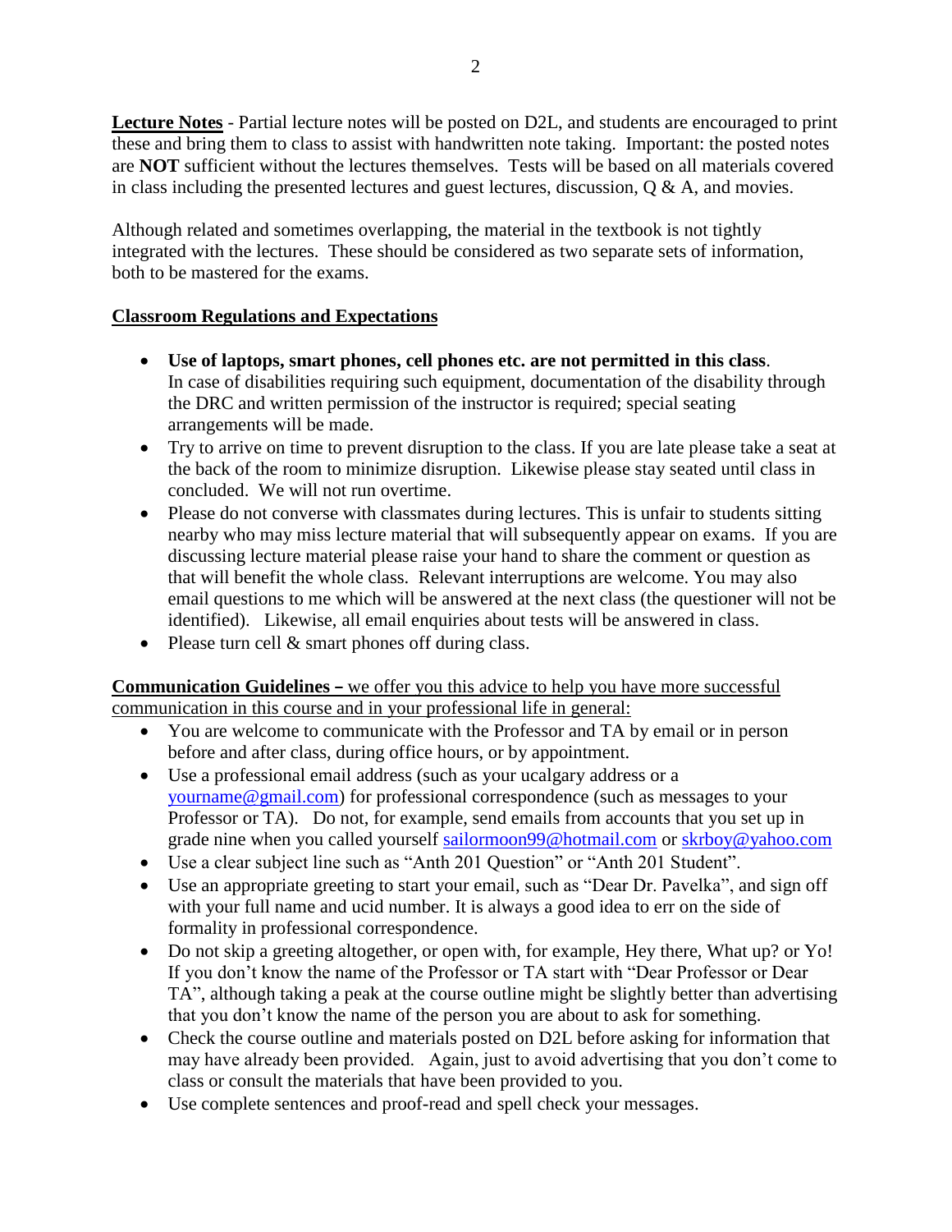**<u>Lecture Notes</u>** - Partial lecture notes will be posted on D2L, and students are encouraged to print these and bring them to class to assist with handwritten note taking. Important: the posted notes are **NOT** sufficient without the lectures themselves. Tests will be based on all materials covered in class including the presented lectures and guest lectures, discussion, Q & A, and movies.

Although related and sometimes overlapping, the material in the textbook is not tightly integrated with the lectures. These should be considered as two separate sets of information, both to be mastered for the exams.

**<u>Classroom Regulations and Expectations</u>**

- **Use of laptops, smart phones, cell phones etc. are not permitted in this class**. In case of disabilities requiring such equipment, documentation of the disability through the DRC and written permission of the instructor is required; special seating arrangements will be made.
- Try to arrive on time to prevent disruption to the class. If you are late please take a seat at the back of the room to minimize disruption. Likewise please stay seated until class in concluded. We will not run overtime.
- Please do not converse with classmates during lectures. This is unfair to students sitting nearby who may miss lecture material that will subsequently appear on exams. If you are discussing lecture material please raise your hand to share the comment or question as that will benefit the whole class. Relevant interruptions are welcome. You may also email questions to me which will be answered at the next class (the questioner will not be identified). Likewise, all email enquiries about tests will be answered in class.
- Please turn cell & smart phones off during class.

**<u>Communication Guidelines –</u>** <u>we offer you this advice to help you have more successful communication in this course and in your professional life in general:</u>

- You are welcome to communicate with the Professor and TA by email or in person before and after class, during office hours, or by appointment.
- Use a professional email address (such as your ucalgary address or a yourname@gmail.com) for professional correspondence (such as messages to your Professor or TA). Do not, for example, send emails from accounts that you set up in grade nine when you called yourself sailormoon99@hotmail.com or skrboy@yahoo.com
- Use a clear subject line such as "Anth 201 Question" or "Anth 201 Student".
- Use an appropriate greeting to start your email, such as "Dear Dr. Pavelka", and sign off with your full name and ucid number. It is always a good idea to err on the side of formality in professional correspondence.
- Do not skip a greeting altogether, or open with, for example, Hey there, What up? or Yo! If you don't know the name of the Professor or TA start with "Dear Professor or Dear TA", although taking a peak at the course outline might be slightly better than advertising that you don't know the name of the person you are about to ask for something.
- Check the course outline and materials posted on D2L before asking for information that may have already been provided. Again, just to avoid advertising that you don't come to class or consult the materials that have been provided to you.
- Use complete sentences and proof-read and spell check your messages.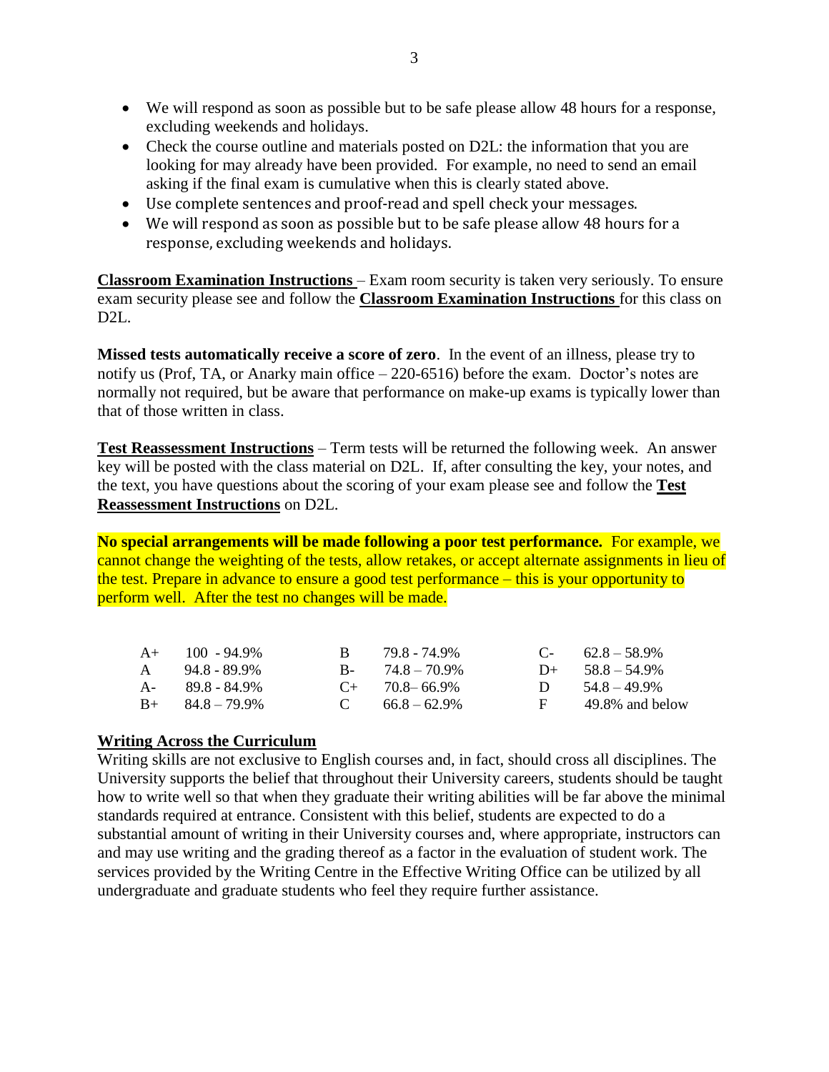- We will respond as soon as possible but to be safe please allow 48 hours for a response, excluding weekends and holidays.
- Check the course outline and materials posted on D2L: the information that you are looking for may already have been provided. For example, no need to send an email asking if the final exam is cumulative when this is clearly stated above.
- Use complete sentences and proof-read and spell check your messages.
- We will respond as soon as possible but to be safe please allow 48 hours for a response, excluding weekends and holidays.

**Classroom Examination Instructions** – Exam room security is taken very seriously. To ensure exam security please see and follow the **Classroom Examination Instructions** for this class on D2L.

**Missed tests automatically receive a score of zero**. In the event of an illness, please try to notify us (Prof, TA, or Anarky main office – 220-6516) before the exam. Doctor's notes are normally not required, but be aware that performance on make-up exams is typically lower than that of those written in class.

**Test Reassessment Instructions** – Term tests will be returned the following week. An answer key will be posted with the class material on D2L. If, after consulting the key, your notes, and the text, you have questions about the scoring of your exam please see and follow the **Test Reassessment Instructions** on D2L.

**No special arrangements will be made following a poor test performance.** For example, we cannot change the weighting of the tests, allow retakes, or accept alternate assignments in lieu of the test. Prepare in advance to ensure a good test performance – this is your opportunity to perform well. After the test no changes will be made.

| | | | | | |
|---|---|---|---|---|---|
| A+ | 100 - 94.9% | B | 79.8 - 74.9% | C- | 62.8 – 58.9% |
| A | 94.8 - 89.9% | B- | 74.8 – 70.9% | D+ | 58.8 – 54.9% |
| A- | 89.8 - 84.9% | C+ | 70.8– 66.9% | D | 54.8 – 49.9% |
| B+ | 84.8 – 79.9% | C | 66.8 – 62.9% | F | 49.8% and below |

## Writing Across the Curriculum

Writing skills are not exclusive to English courses and, in fact, should cross all disciplines. The University supports the belief that throughout their University careers, students should be taught how to write well so that when they graduate their writing abilities will be far above the minimal standards required at entrance. Consistent with this belief, students are expected to do a substantial amount of writing in their University courses and, where appropriate, instructors can and may use writing and the grading thereof as a factor in the evaluation of student work. The services provided by the Writing Centre in the Effective Writing Office can be utilized by all undergraduate and graduate students who feel they require further assistance.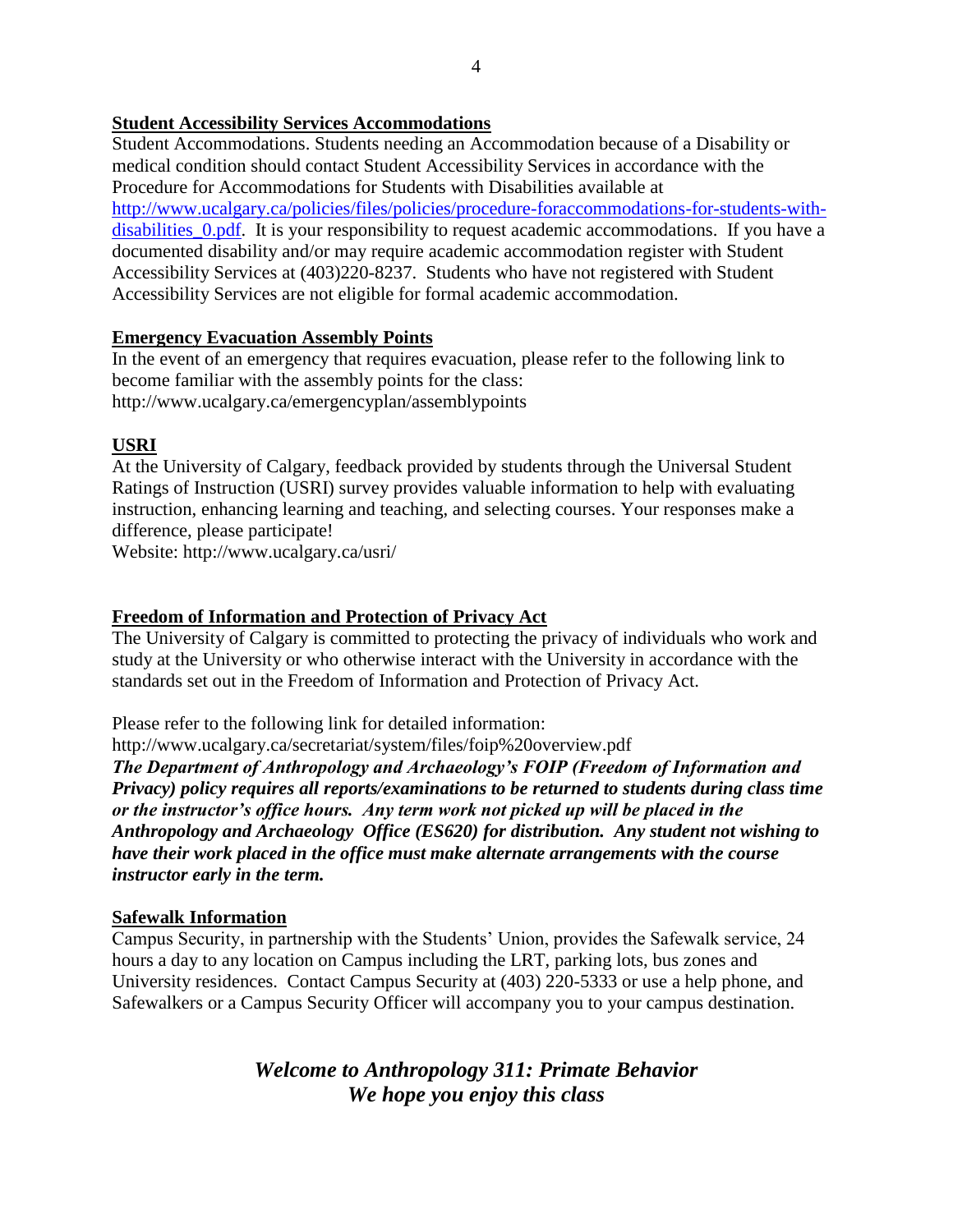## Student Accessibility Services Accommodations

Student Accommodations. Students needing an Accommodation because of a Disability or medical condition should contact Student Accessibility Services in accordance with the Procedure for Accommodations for Students with Disabilities available at http://www.ucalgary.ca/policies/files/policies/procedure-foraccommodations-for-students-with-disabilities_0.pdf. It is your responsibility to request academic accommodations. If you have a documented disability and/or may require academic accommodation register with Student Accessibility Services at (403)220-8237. Students who have not registered with Student Accessibility Services are not eligible for formal academic accommodation.

## Emergency Evacuation Assembly Points

In the event of an emergency that requires evacuation, please refer to the following link to become familiar with the assembly points for the class:
http://www.ucalgary.ca/emergencyplan/assemblypoints

## USRI

At the University of Calgary, feedback provided by students through the Universal Student Ratings of Instruction (USRI) survey provides valuable information to help with evaluating instruction, enhancing learning and teaching, and selecting courses. Your responses make a difference, please participate!
Website: http://www.ucalgary.ca/usri/

## Freedom of Information and Protection of Privacy Act

The University of Calgary is committed to protecting the privacy of individuals who work and study at the University or who otherwise interact with the University in accordance with the standards set out in the Freedom of Information and Protection of Privacy Act.

Please refer to the following link for detailed information:
http://www.ucalgary.ca/secretariat/system/files/foip%20overview.pdf
***The Department of Anthropology and Archaeology's FOIP (Freedom of Information and Privacy) policy requires all reports/examinations to be returned to students during class time or the instructor's office hours. Any term work not picked up will be placed in the Anthropology and Archaeology Office (ES620) for distribution. Any student not wishing to have their work placed in the office must make alternate arrangements with the course instructor early in the term.***

## Safewalk Information

Campus Security, in partnership with the Students' Union, provides the Safewalk service, 24 hours a day to any location on Campus including the LRT, parking lots, bus zones and University residences. Contact Campus Security at (403) 220-5333 or use a help phone, and Safewalkers or a Campus Security Officer will accompany you to your campus destination.

***Welcome to Anthropology 311: Primate Behavior***
***We hope you enjoy this class***